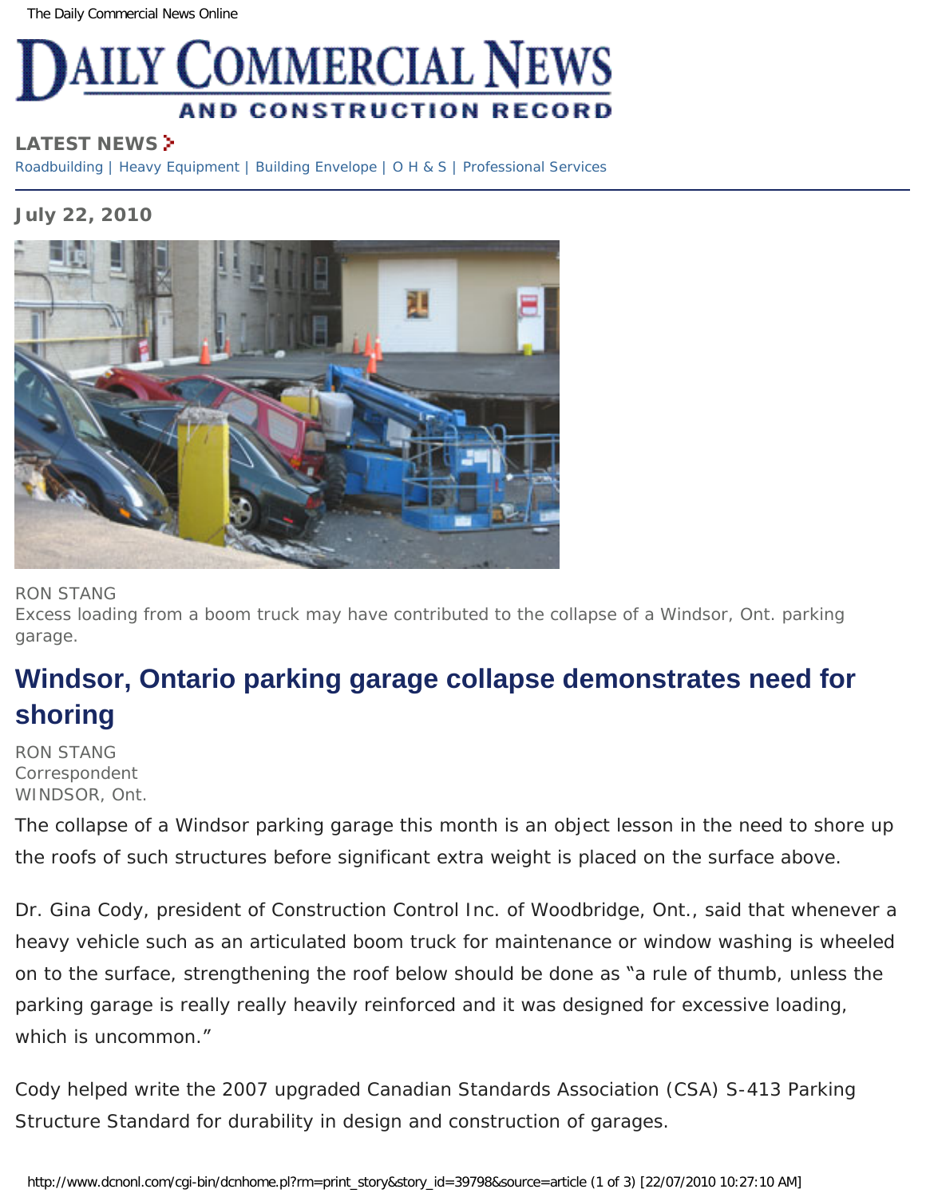# DAILY COMMERCIAL NEWS AND CONSTRUCTION RECORD

**LATEST NEWS**

Roadbuilding | Heavy Equipment | Building Envelope | O H & S | Professional Services

**July 22, 2010**

RON STANG
Excess loading from a boom truck may have contributed to the collapse of a Windsor, Ont. parking garage.

## Windsor, Ontario parking garage collapse demonstrates need for shoring

RON STANG
Correspondent
WINDSOR, Ont.

The collapse of a Windsor parking garage this month is an object lesson in the need to shore up the roofs of such structures before significant extra weight is placed on the surface above.

Dr. Gina Cody, president of Construction Control Inc. of Woodbridge, Ont., said that whenever a heavy vehicle such as an articulated boom truck for maintenance or window washing is wheeled on to the surface, strengthening the roof below should be done as "a rule of thumb, unless the parking garage is really really heavily reinforced and it was designed for excessive loading, which is uncommon."

Cody helped write the 2007 upgraded Canadian Standards Association (CSA) S-413 Parking Structure Standard for durability in design and construction of garages.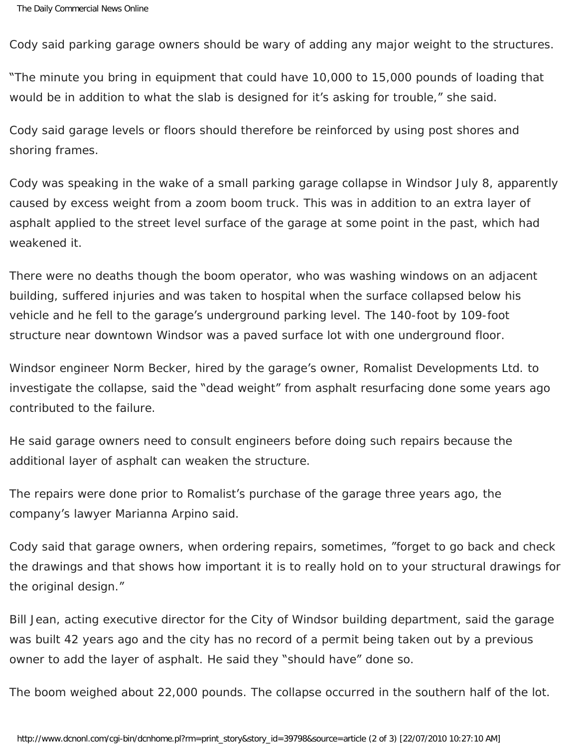Cody said parking garage owners should be wary of adding any major weight to the structures.

"The minute you bring in equipment that could have 10,000 to 15,000 pounds of loading that would be in addition to what the slab is designed for it's asking for trouble," she said.

Cody said garage levels or floors should therefore be reinforced by using post shores and shoring frames.

Cody was speaking in the wake of a small parking garage collapse in Windsor July 8, apparently caused by excess weight from a zoom boom truck. This was in addition to an extra layer of asphalt applied to the street level surface of the garage at some point in the past, which had weakened it.

There were no deaths though the boom operator, who was washing windows on an adjacent building, suffered injuries and was taken to hospital when the surface collapsed below his vehicle and he fell to the garage's underground parking level. The 140-foot by 109-foot structure near downtown Windsor was a paved surface lot with one underground floor.

Windsor engineer Norm Becker, hired by the garage's owner, Romalist Developments Ltd. to investigate the collapse, said the "dead weight" from asphalt resurfacing done some years ago contributed to the failure.

He said garage owners need to consult engineers before doing such repairs because the additional layer of asphalt can weaken the structure.

The repairs were done prior to Romalist's purchase of the garage three years ago, the company's lawyer Marianna Arpino said.

Cody said that garage owners, when ordering repairs, sometimes, "forget to go back and check the drawings and that shows how important it is to really hold on to your structural drawings for the original design."

Bill Jean, acting executive director for the City of Windsor building department, said the garage was built 42 years ago and the city has no record of a permit being taken out by a previous owner to add the layer of asphalt. He said they "should have" done so.

The boom weighed about 22,000 pounds. The collapse occurred in the southern half of the lot.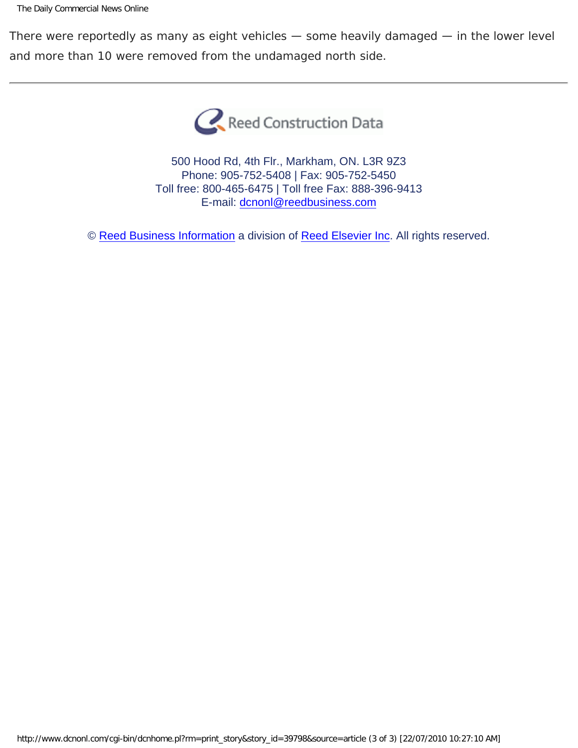There were reportedly as many as eight vehicles — some heavily damaged — in the lower level and more than 10 were removed from the undamaged north side.

---

Reed Construction Data

500 Hood Rd, 4th Flr., Markham, ON. L3R 9Z3
Phone: 905-752-5408 | Fax: 905-752-5450
Toll free: 800-465-6475 | Toll free Fax: 888-396-9413
E-mail: dcnonl@reedbusiness.com

© Reed Business Information a division of Reed Elsevier Inc. All rights reserved.